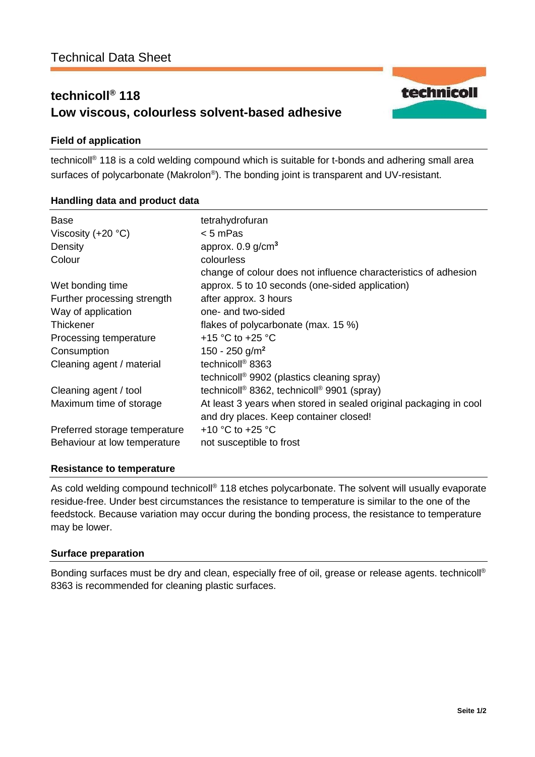Technical Data Sheet

# technicoll® 118
## Low viscous, colourless solvent-based adhesive

### Field of application

technicoll® 118 is a cold welding compound which is suitable for t-bonds and adhering small area surfaces of polycarbonate (Makrolon®). The bonding joint is transparent and UV-resistant.

### Handling data and product data

| | |
|---|---|
| Base | tetrahydrofuran |
| Viscosity (+20 °C) | < 5 mPas |
| Density | approx. 0.9 g/cm³ |
| Colour | colourless<br>change of colour does not influence characteristics of adhesion |
| Wet bonding time | approx. 5 to 10 seconds (one-sided application) |
| Further processing strength | after approx. 3 hours |
| Way of application | one- and two-sided |
| Thickener | flakes of polycarbonate (max. 15 %) |
| Processing temperature | +15 °C to +25 °C |
| Consumption | 150 - 250 g/m² |
| Cleaning agent / material | technicoll® 8363<br>technicoll® 9902 (plastics cleaning spray) |
| Cleaning agent / tool | technicoll® 8362, technicoll® 9901 (spray) |
| Maximum time of storage | At least 3 years when stored in sealed original packaging in cool and dry places. Keep container closed! |
| Preferred storage temperature | +10 °C to +25 °C |
| Behaviour at low temperature | not susceptible to frost |

### Resistance to temperature

As cold welding compound technicoll® 118 etches polycarbonate. The solvent will usually evaporate residue-free. Under best circumstances the resistance to temperature is similar to the one of the feedstock. Because variation may occur during the bonding process, the resistance to temperature may be lower.

### Surface preparation

Bonding surfaces must be dry and clean, especially free of oil, grease or release agents. technicoll® 8363 is recommended for cleaning plastic surfaces.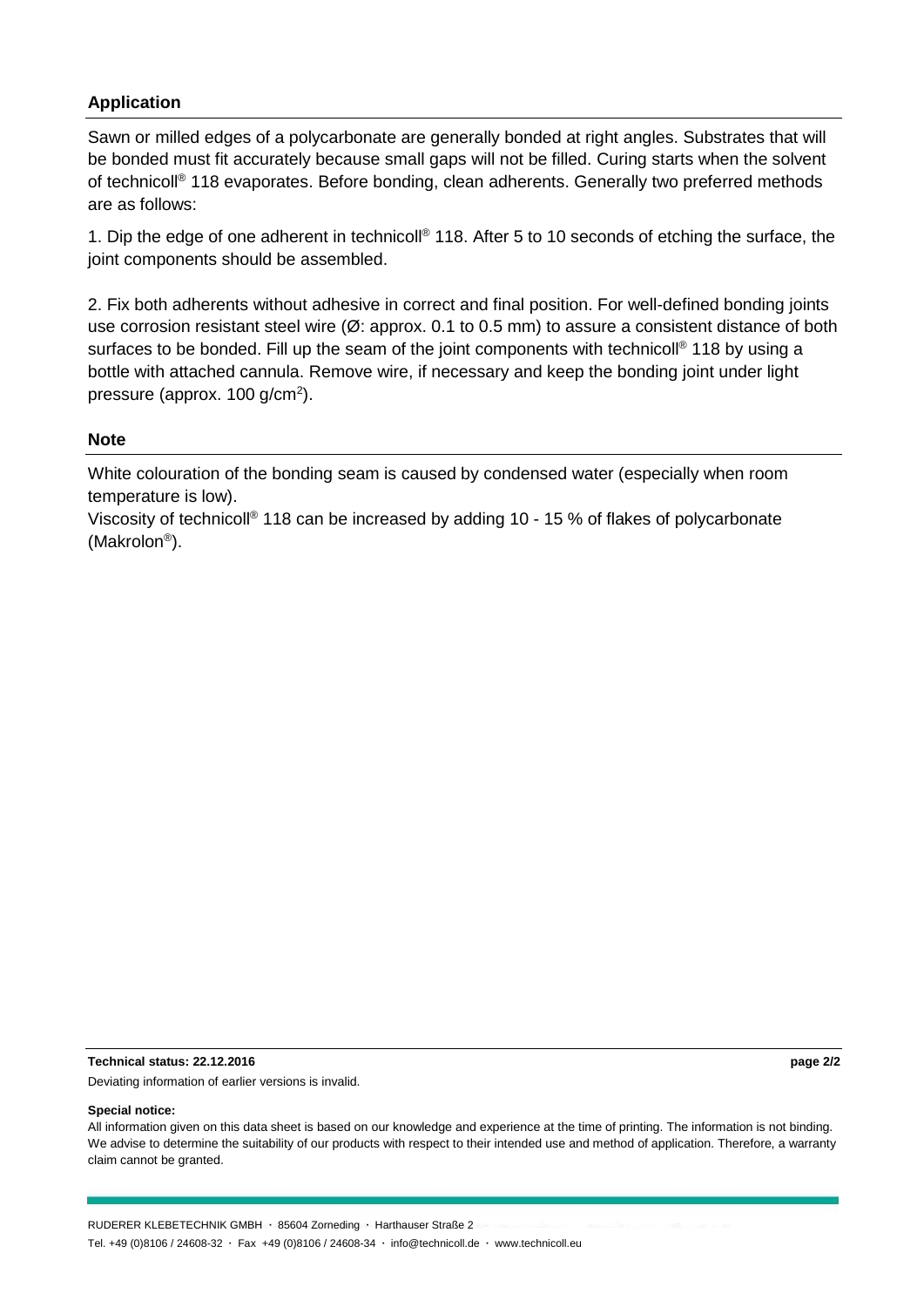## Application

Sawn or milled edges of a polycarbonate are generally bonded at right angles. Substrates that will be bonded must fit accurately because small gaps will not be filled. Curing starts when the solvent of technicoll® 118 evaporates. Before bonding, clean adherents. Generally two preferred methods are as follows:

1. Dip the edge of one adherent in technicoll® 118. After 5 to 10 seconds of etching the surface, the joint components should be assembled.

2. Fix both adherents without adhesive in correct and final position. For well-defined bonding joints use corrosion resistant steel wire (Ø: approx. 0.1 to 0.5 mm) to assure a consistent distance of both surfaces to be bonded. Fill up the seam of the joint components with technicoll® 118 by using a bottle with attached cannula. Remove wire, if necessary and keep the bonding joint under light pressure (approx. 100 g/cm$^2$).

## Note

White colouration of the bonding seam is caused by condensed water (especially when room temperature is low).
Viscosity of technicoll® 118 can be increased by adding 10 - 15 % of flakes of polycarbonate (Makrolon®).

**Technical status: 22.12.2016**

Deviating information of earlier versions is invalid.

**Special notice:**
All information given on this data sheet is based on our knowledge and experience at the time of printing. The information is not binding. We advise to determine the suitability of our products with respect to their intended use and method of application. Therefore, a warranty claim cannot be granted.

RUDERER KLEBETECHNIK GMBH · 85604 Zorneding · Harthauser Straße 2
Tel. +49 (0)8106 / 24608-32 · Fax +49 (0)8106 / 24608-34 · info@technicoll.de · www.technicoll.eu